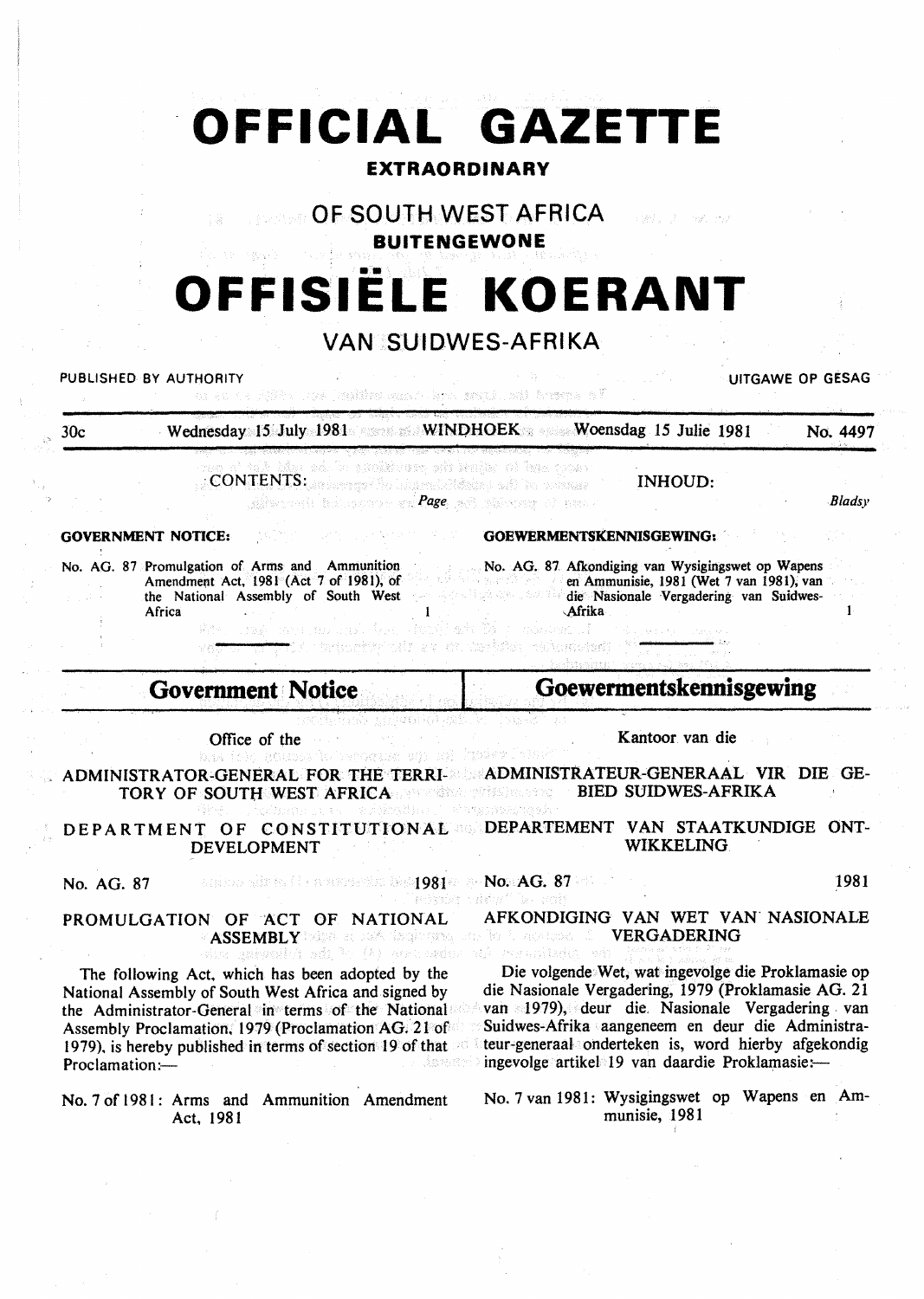# OFFICIAL GAZETTE

## EXTRAORDINARY

## OF SOUTH WEST AFRICA

## BUITENGEWONE

# OFFISIËLE KOERANT

## VAN SUIDWES-AFRIKA

PUBLISHED BY AUTHORITY — UITGAWE OP GESAG

30c — Wednesday 15 July 1981 — WINDHOEK — Woensdag 15 Julie 1981 — No. 4497

CONTENTS: *Page*

**GOVERNMENT NOTICE:**

No. AG. 87 Promulgation of Arms and Ammunition Amendment Act, 1981 (Act 7 of 1981), of the National Assembly of South West Africa ..... 1

INHOUD: *Bladsy*

**GOEWERMENTSKENNISGEWING:**

No. AG. 87 Afkondiging van Wysigingswet op Wapens en Ammunisie, 1981 (Wet 7 van 1981), van die Nasionale Vergadering van Suidwes-Afrika ..... 1

## Government Notice

Office of the

ADMINISTRATOR-GENERAL FOR THE TERRITORY OF SOUTH WEST AFRICA

DEPARTMENT OF CONSTITUTIONAL DEVELOPMENT

No. AG. 87 1981

PROMULGATION OF ACT OF NATIONAL ASSEMBLY

The following Act, which has been adopted by the National Assembly of South West Africa and signed by the Administrator-General in terms of the National Assembly Proclamation, 1979 (Proclamation AG. 21 of 1979), is hereby published in terms of section 19 of that Proclamation:—

No. 7 of 1981: Arms and Ammunition Amendment Act, 1981

## Goewermentskennisgewing

Kantoor van die

ADMINISTRATEUR-GENERAAL VIR DIE GEBIED SUIDWES-AFRIKA

DEPARTEMENT VAN STAATKUNDIGE ONTWIKKELING

No. AG. 87 1981

AFKONDIGING VAN WET VAN NASIONALE VERGADERING

Die volgende Wet, wat ingevolge die Proklamasie op die Nasionale Vergadering, 1979 (Proklamasie AG. 21 van 1979), deur die Nasionale Vergadering van Suidwes-Afrika aangeneem en deur die Administrateur-generaal onderteken is, word hierby afgekondig ingevolge artikel 19 van daardie Proklamasie:—

No. 7 van 1981: Wysigingswet op Wapens en Ammunisie, 1981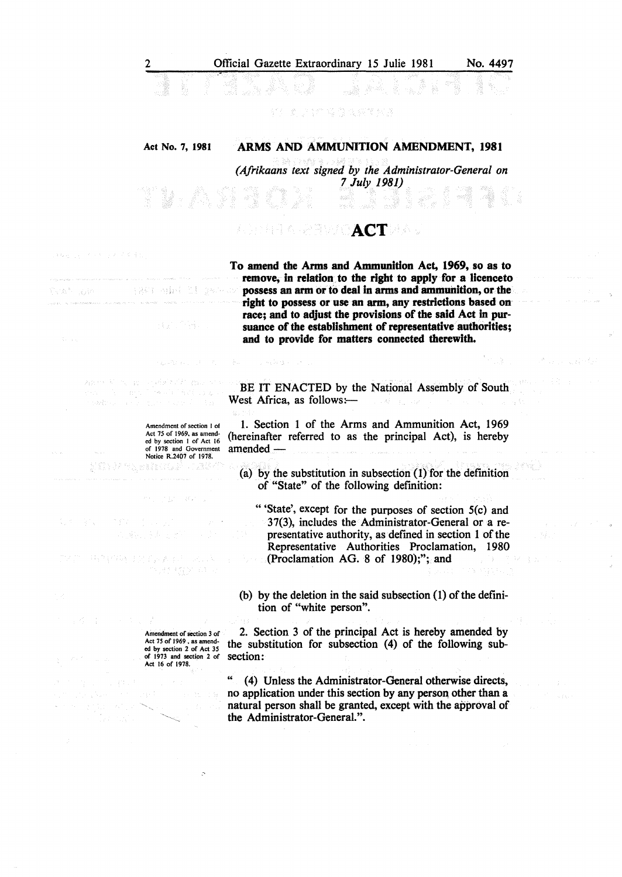Act No. 7, 1981

## ARMS AND AMMUNITION AMENDMENT, 1981

*(Afrikaans text signed by the Administrator-General on 7 July 1981)*

# ACT

**To amend the Arms and Ammunition Act, 1969, so as to remove, in relation to the right to apply for a licenceto possess an arm or to deal in arms and ammunition, or the right to possess or use an arm, any restrictions based on race; and to adjust the provisions of the said Act in pursuance of the establishment of representative authorities; and to provide for matters connected therewith.**

BE IT ENACTED by the National Assembly of South West Africa, as follows:—

Amendment of section 1 of Act 75 of 1969, as amended by section 1 of Act 16 of 1978 and Government Notice R.2407 of 1978.

1. Section 1 of the Arms and Ammunition Act, 1969 (hereinafter referred to as the principal Act), is hereby amended —

(a) by the substitution in subsection (1) for the definition of "State" of the following definition:

"'State', except for the purposes of section 5(c) and 37(3), includes the Administrator-General or a representative authority, as defined in section 1 of the Representative Authorities Proclamation, 1980 (Proclamation AG. 8 of 1980);"; and

(b) by the deletion in the said subsection (1) of the definition of "white person".

Amendment of section 3 of Act 75 of 1969, as amended by section 2 of Act 35 of 1973 and section 2 of Act 16 of 1978.

2. Section 3 of the principal Act is hereby amended by the substitution for subsection (4) of the following subsection:

" (4) Unless the Administrator-General otherwise directs, no application under this section by any person other than a natural person shall be granted, except with the approval of the Administrator-General.".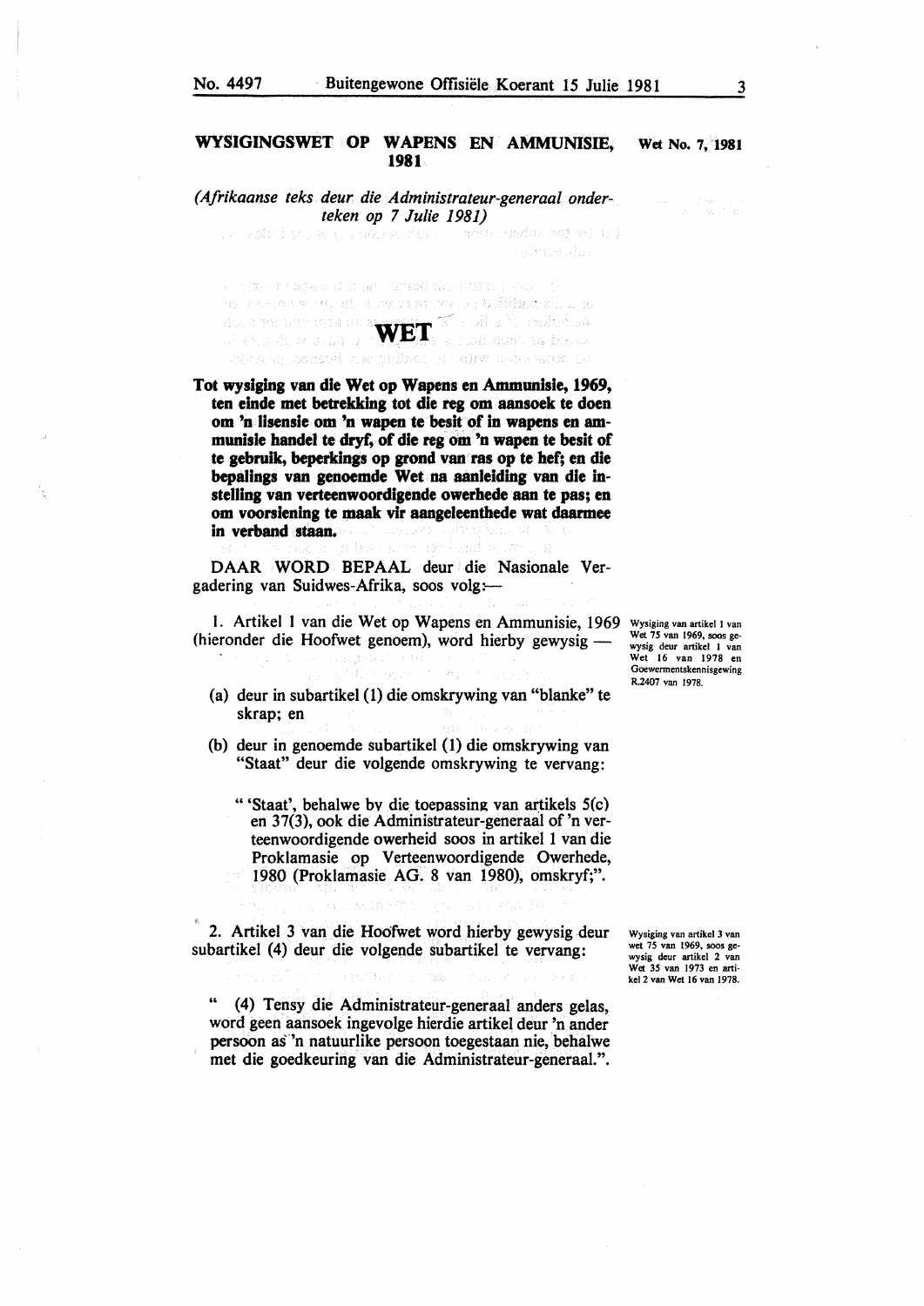## WYSIGINGSWET OP WAPENS EN AMMUNISIE, 1981

Wet No. 7, 1981

*(Afrikaanse teks deur die Administrateur-generaal onderteken op 7 Julie 1981)*

# WET

**Tot wysiging van die Wet op Wapens en Ammunisie, 1969, ten einde met betrekking tot die reg om aansoek te doen om 'n lisensie om 'n wapen te besit of in wapens en ammunisie handel te dryf, of die reg om 'n wapen te besit of te gebruik, beperkings op grond van ras op te hef; en die bepalings van genoemde Wet na aanleiding van die instelling van verteenwoordigende owerhede aan te pas; en om voorsiening te maak vir aangeleenthede wat daarmee in verband staan.**

DAAR WORD BEPAAL deur die Nasionale Vergadering van Suidwes-Afrika, soos volg:—

Wysiging van artikel 1 van Wet 75 van 1969, soos gewysig deur artikel 1 van Wet 16 van 1978 en Goewermentskennisgewing R.2407 van 1978.

1. Artikel 1 van die Wet op Wapens en Ammunisie, 1969 (hieronder die Hoofwet genoem), word hierby gewysig —

(a) deur in subartikel (1) die omskrywing van "blanke" te skrap; en

(b) deur in genoemde subartikel (1) die omskrywing van "Staat" deur die volgende omskrywing te vervang:

" 'Staat', behalwe by die toepassing van artikels 5(c) en 37(3), ook die Administrateur-generaal of 'n verteenwoordigende owerheid soos in artikel 1 van die Proklamasie op Verteenwoordigende Owerhede, 1980 (Proklamasie AG. 8 van 1980), omskryf;".

Wysiging van artikel 3 van wet 75 van 1969, soos gewysig deur artikel 2 van Wet 35 van 1973 en artikel 2 van Wet 16 van 1978.

2. Artikel 3 van die Hoofwet word hierby gewysig deur subartikel (4) deur die volgende subartikel te vervang:

" (4) Tensy die Administrateur-generaal anders gelas, word geen aansoek ingevolge hierdie artikel deur 'n ander persoon as 'n natuurlike persoon toegestaan nie, behalwe met die goedkeuring van die Administrateur-generaal.".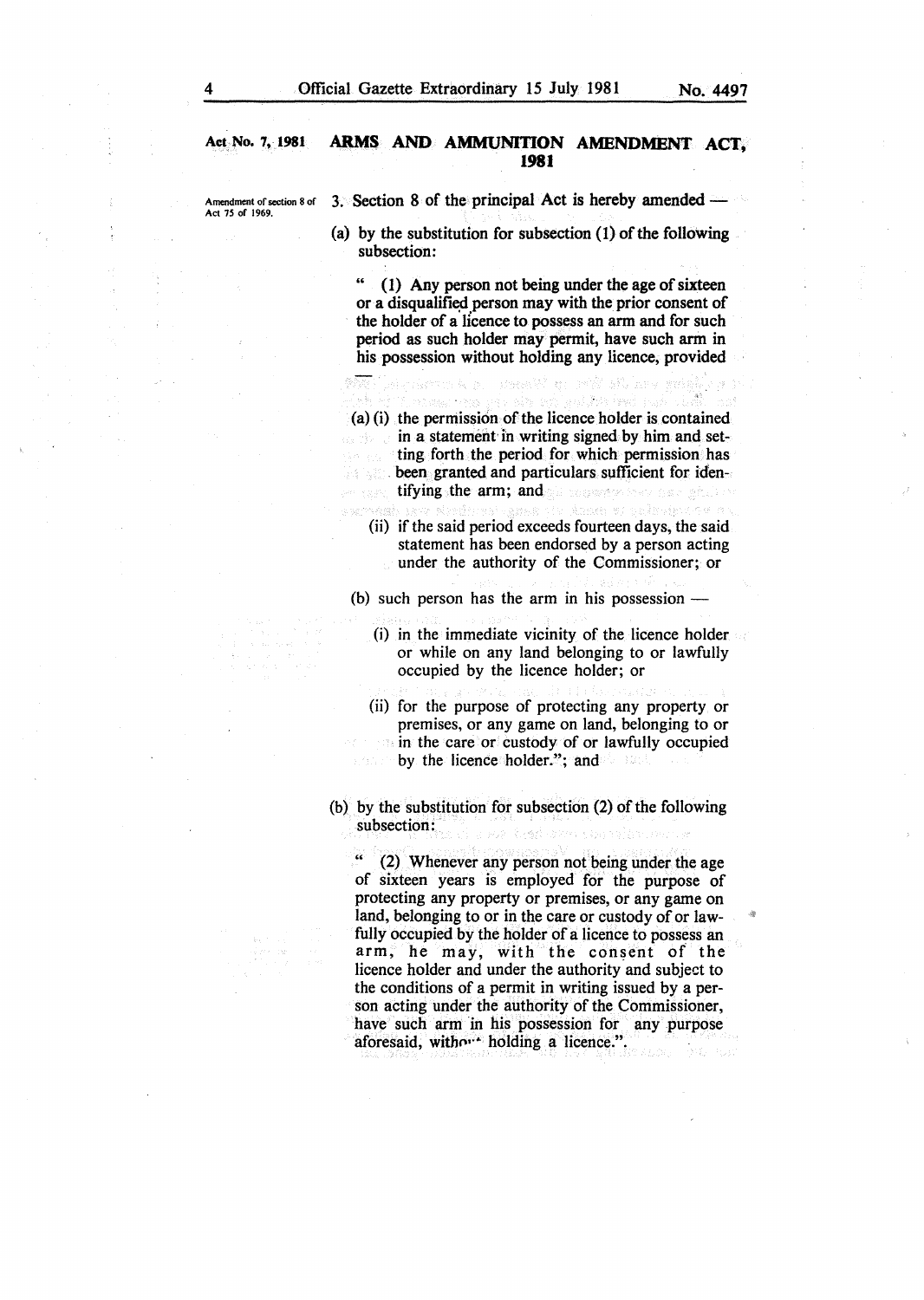## Act No. 7, 1981 — ARMS AND AMMUNITION AMENDMENT ACT, 1981

*Amendment of section 8 of Act 75 of 1969.*

3. Section 8 of the principal Act is hereby amended —

(a) by the substitution for subsection (1) of the following subsection:

" (1) Any person not being under the age of sixteen or a disqualified person may with the prior consent of the holder of a licence to possess an arm and for such period as such holder may permit, have such arm in his possession without holding any licence, provided —

(a) (i) the permission of the licence holder is contained in a statement in writing signed by him and setting forth the period for which permission has been granted and particulars sufficient for identifying the arm; and

(ii) if the said period exceeds fourteen days, the said statement has been endorsed by a person acting under the authority of the Commissioner; or

(b) such person has the arm in his possession —

(i) in the immediate vicinity of the licence holder or while on any land belonging to or lawfully occupied by the licence holder; or

(ii) for the purpose of protecting any property or premises, or any game on land, belonging to or in the care or custody of or lawfully occupied by the licence holder."; and

(b) by the substitution for subsection (2) of the following subsection:

" (2) Whenever any person not being under the age of sixteen years is employed for the purpose of protecting any property or premises, or any game on land, belonging to or in the care or custody of or lawfully occupied by the holder of a licence to possess an arm, he may, with the consent of the licence holder and under the authority and subject to the conditions of a permit in writing issued by a person acting under the authority of the Commissioner, have such arm in his possession for any purpose aforesaid, without holding a licence.".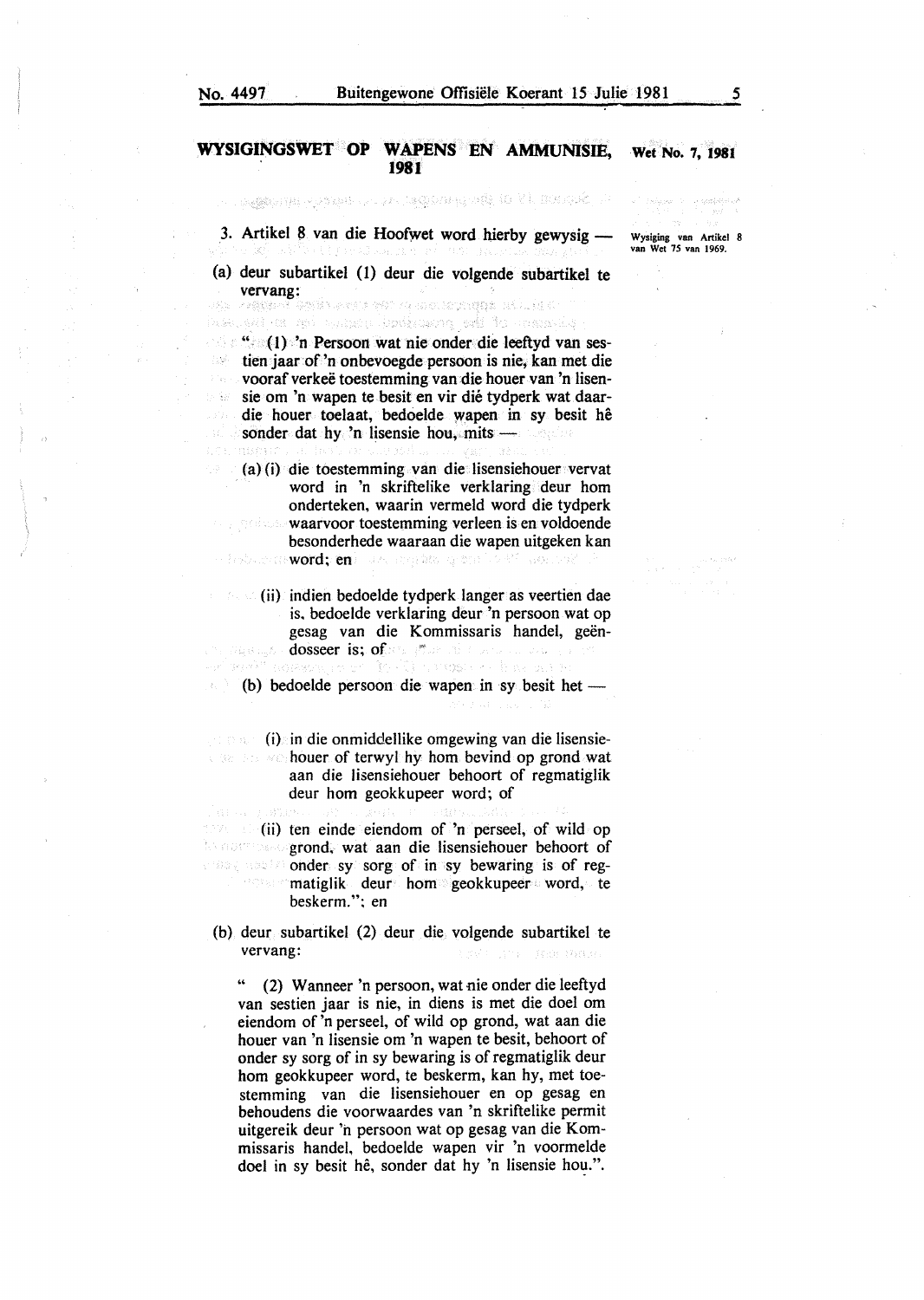## WYSIGINGSWET OP WAPENS EN AMMUNISIE, 1981

Wet No. 7, 1981

3. Artikel 8 van die Hoofwet word hierby gewysig —

Wysiging van Artikel 8 van Wet 75 van 1969.

(a) deur subartikel (1) deur die volgende subartikel te vervang:

"(1) 'n Persoon wat nie onder die leeftyd van sestien jaar of 'n onbevoegde persoon is nie, kan met die vooraf verkeë toestemming van die houer van 'n lisensie om 'n wapen te besit en vir dié tydperk wat daardie houer toelaat, bedoelde wapen in sy besit hê sonder dat hy 'n lisensie hou, mits —

(a) (i) die toestemming van die lisensiehouer vervat word in 'n skriftelike verklaring deur hom onderteken, waarin vermeld word die tydperk waarvoor toestemming verleen is en voldoende besonderhede waaraan die wapen uitgeken kan word; en

(ii) indien bedoelde tydperk langer as veertien dae is, bedoelde verklaring deur 'n persoon wat op gesag van die Kommissaris handel, geëndosseer is; of

(b) bedoelde persoon die wapen in sy besit het —

(i) in die onmiddellike omgewing van die lisensiehouer of terwyl hy hom bevind op grond wat aan die lisensiehouer behoort of regmatiglik deur hom geokkupeer word; of

(ii) ten einde eiendom of 'n perseel, of wild op grond, wat aan die lisensiehouer behoort of onder sy sorg of in sy bewaring is of regmatiglik deur hom geokkupeer word, te beskerm."; en

(b) deur subartikel (2) deur die volgende subartikel te vervang:

"(2) Wanneer 'n persoon, wat nie onder die leeftyd van sestien jaar is nie, in diens is met die doel om eiendom of 'n perseel, of wild op grond, wat aan die houer van 'n lisensie om 'n wapen te besit, behoort of onder sy sorg of in sy bewaring is of regmatiglik deur hom geokkupeer word, te beskerm, kan hy, met toestemming van die lisensiehouer en op gesag en behoudens die voorwaardes van 'n skriftelike permit uitgereik deur 'n persoon wat op gesag van die Kommissaris handel, bedoelde wapen vir 'n voormelde doel in sy besit hê, sonder dat hy 'n lisensie hou.".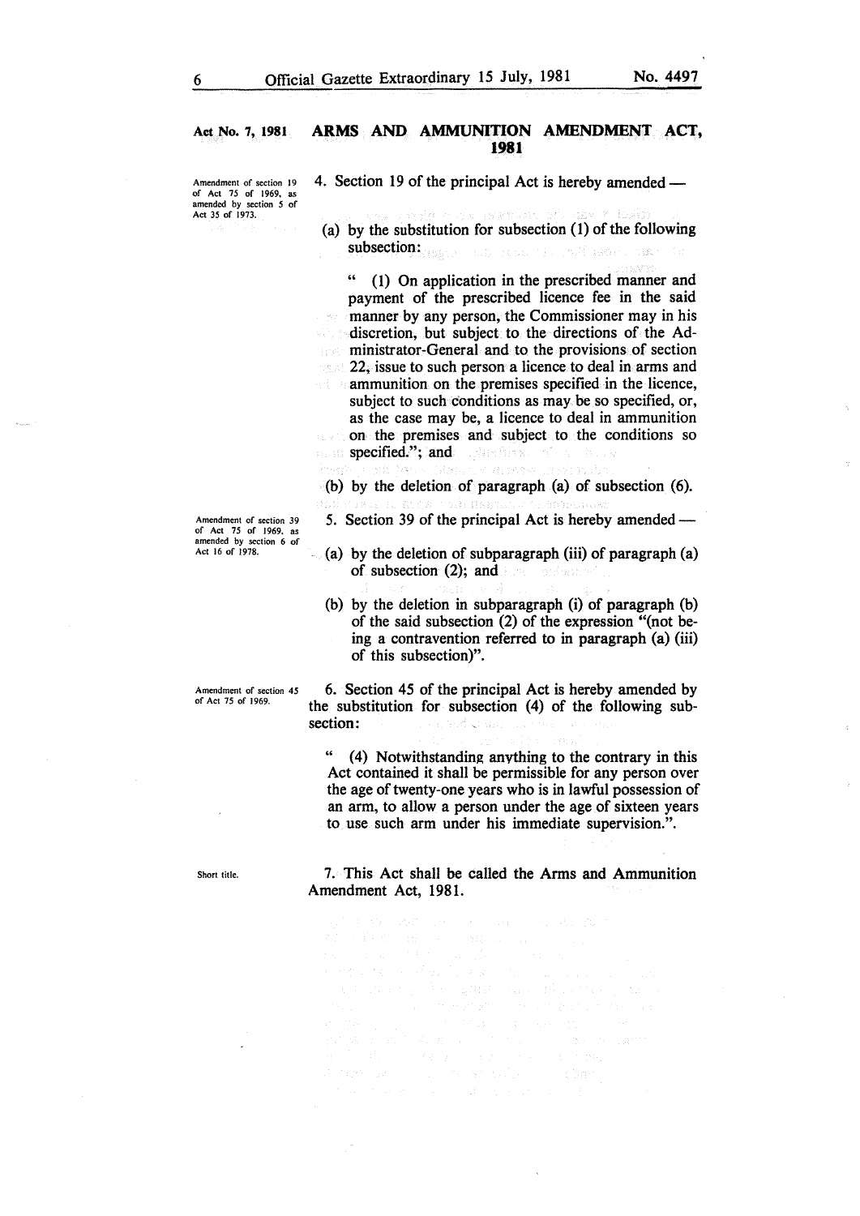Act No. 7, 1981

## ARMS AND AMMUNITION AMENDMENT ACT, 1981

*Amendment of section 19 of Act 75 of 1969, as amended by section 5 of Act 35 of 1973.*

4. Section 19 of the principal Act is hereby amended —

(a) by the substitution for subsection (1) of the following subsection:

"(1) On application in the prescribed manner and payment of the prescribed licence fee in the said manner by any person, the Commissioner may in his discretion, but subject to the directions of the Administrator-General and to the provisions of section 22, issue to such person a licence to deal in arms and ammunition on the premises specified in the licence, subject to such conditions as may be so specified, or, as the case may be, a licence to deal in ammunition on the premises and subject to the conditions so specified."; and

(b) by the deletion of paragraph (a) of subsection (6).

*Amendment of section 39 of Act 75 of 1969, as amended by section 6 of Act 16 of 1978.*

5. Section 39 of the principal Act is hereby amended —

(a) by the deletion of subparagraph (iii) of paragraph (a) of subsection (2); and

(b) by the deletion in subparagraph (i) of paragraph (b) of the said subsection (2) of the expression "(not being a contravention referred to in paragraph (a) (iii) of this subsection)".

*Amendment of section 45 of Act 75 of 1969.*

6. Section 45 of the principal Act is hereby amended by the substitution for subsection (4) of the following subsection:

"(4) Notwithstanding anything to the contrary in this Act contained it shall be permissible for any person over the age of twenty-one years who is in lawful possession of an arm, to allow a person under the age of sixteen years to use such arm under his immediate supervision.".

*Short title.*

7. This Act shall be called the Arms and Ammunition Amendment Act, 1981.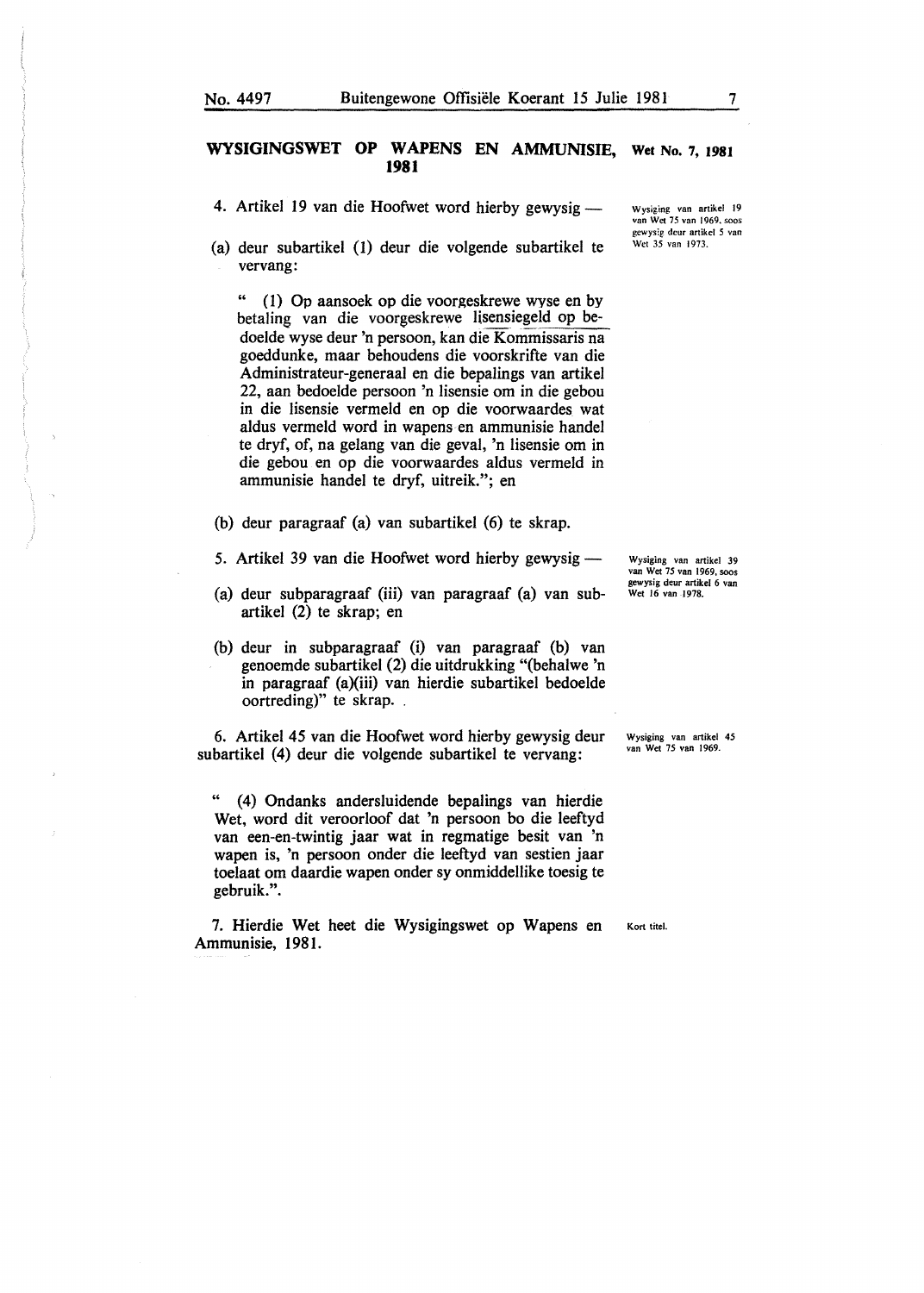## WYSIGINGSWET OP WAPENS EN AMMUNISIE, 1981

**Wet No. 7, 1981**

Wysiging van artikel 19 van Wet 75 van 1969, soos gewysig deur artikel 5 van Wet 35 van 1973.

4. Artikel 19 van die Hoofwet word hierby gewysig —

(a) deur subartikel (1) deur die volgende subartikel te vervang:

"(1) Op aansoek op die voorgeskrewe wyse en by betaling van die voorgeskrewe lisensiegeld op bedoelde wyse deur 'n persoon, kan die Kommissaris na goeddunke, maar behoudens die voorskrifte van die Administrateur-generaal en die bepalings van artikel 22, aan bedoelde persoon 'n lisensie om in die gebou in die lisensie vermeld en op die voorwaardes wat aldus vermeld word in wapens en ammunisie handel te dryf, of, na gelang van die geval, 'n lisensie om in die gebou en op die voorwaardes aldus vermeld in ammunisie handel te dryf, uitreik."; en

(b) deur paragraaf (a) van subartikel (6) te skrap.

Wysiging van artikel 39 van Wet 75 van 1969, soos gewysig deur artikel 6 van Wet 16 van 1978.

5. Artikel 39 van die Hoofwet word hierby gewysig —

(a) deur subparagraaf (iii) van paragraaf (a) van subartikel (2) te skrap; en

(b) deur in subparagraaf (i) van paragraaf (b) van genoemde subartikel (2) die uitdrukking "(behalwe 'n in paragraaf (a)(iii) van hierdie subartikel bedoelde oortreding)" te skrap.

Wysiging van artikel 45 van Wet 75 van 1969.

6. Artikel 45 van die Hoofwet word hierby gewysig deur subartikel (4) deur die volgende subartikel te vervang:

"(4) Ondanks andersluidende bepalings van hierdie Wet, word dit veroorloof dat 'n persoon bo die leeftyd van een-en-twintig jaar wat in regmatige besit van 'n wapen is, 'n persoon onder die leeftyd van sestien jaar toelaat om daardie wapen onder sy onmiddellike toesig te gebruik.".

Kort titel.

7. Hierdie Wet heet die Wysigingswet op Wapens en Ammunisie, 1981.